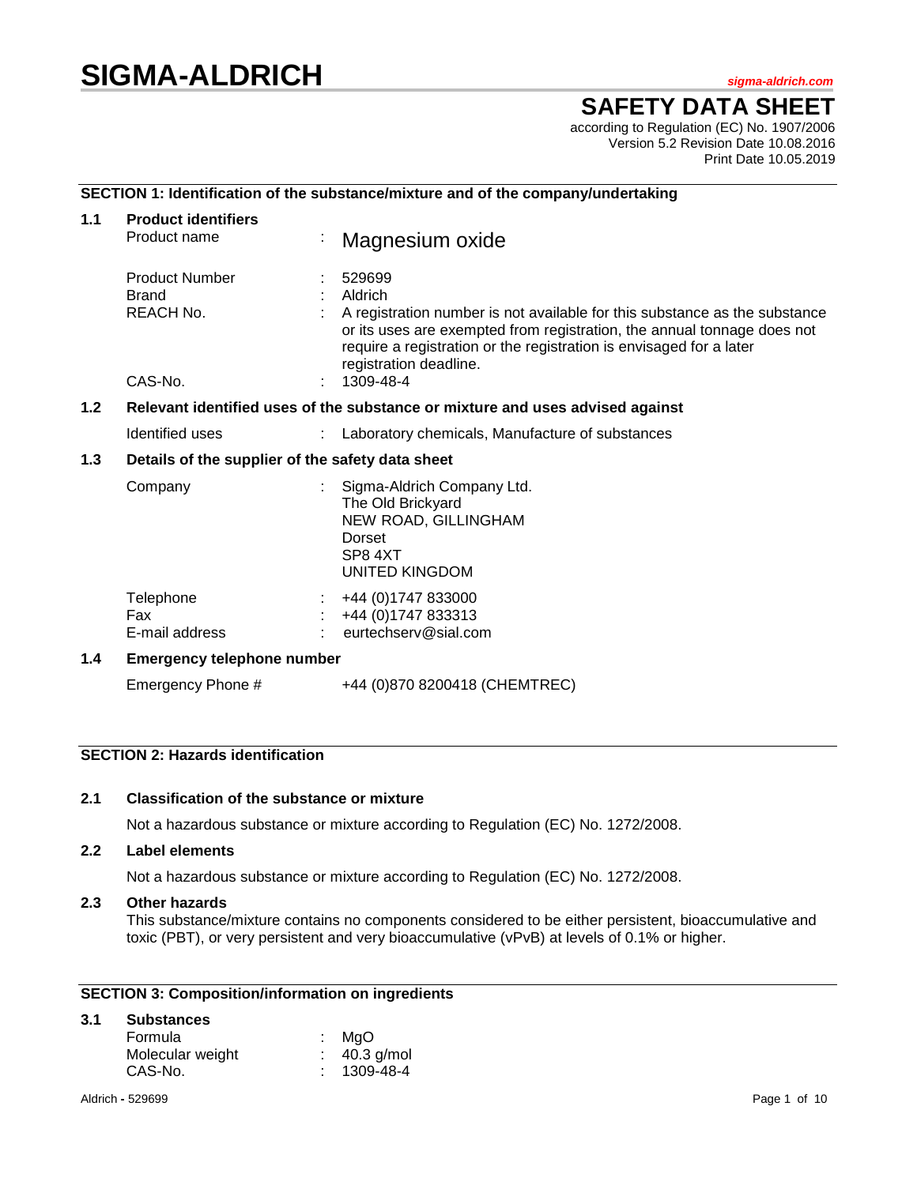# SIGMA-ALDRICH

*sigma-aldrich.com*

## SAFETY DATA SHEET

according to Regulation (EC) No. 1907/2006
Version 5.2 Revision Date 10.08.2016
Print Date 10.05.2019

### SECTION 1: Identification of the substance/mixture and of the company/undertaking

**1.1 Product identifiers**

| | | |
|---|---|---|
| Product name | : | Magnesium oxide |
| Product Number | : | 529699 |
| Brand | : | Aldrich |
| REACH No. | : | A registration number is not available for this substance as the substance or its uses are exempted from registration, the annual tonnage does not require a registration or the registration is envisaged for a later registration deadline. |
| CAS-No. | : | 1309-48-4 |

**1.2 Relevant identified uses of the substance or mixture and uses advised against**

| | | |
|---|---|---|
| Identified uses | : | Laboratory chemicals, Manufacture of substances |

**1.3 Details of the supplier of the safety data sheet**

| | | |
|---|---|---|
| Company | : | Sigma-Aldrich Company Ltd.<br>The Old Brickyard<br>NEW ROAD, GILLINGHAM<br>Dorset<br>SP8 4XT<br>UNITED KINGDOM |
| Telephone | : | +44 (0)1747 833000 |
| Fax | : | +44 (0)1747 833313 |
| E-mail address | : | eurtechserv@sial.com |

**1.4 Emergency telephone number**

Emergency Phone # +44 (0)870 8200418 (CHEMTREC)

### SECTION 2: Hazards identification

**2.1 Classification of the substance or mixture**

Not a hazardous substance or mixture according to Regulation (EC) No. 1272/2008.

**2.2 Label elements**

Not a hazardous substance or mixture according to Regulation (EC) No. 1272/2008.

**2.3 Other hazards**

This substance/mixture contains no components considered to be either persistent, bioaccumulative and toxic (PBT), or very persistent and very bioaccumulative (vPvB) at levels of 0.1% or higher.

### SECTION 3: Composition/information on ingredients

**3.1 Substances**

| | | |
|---|---|---|
| Formula | : | MgO |
| Molecular weight | : | 40.3 g/mol |
| CAS-No. | : | 1309-48-4 |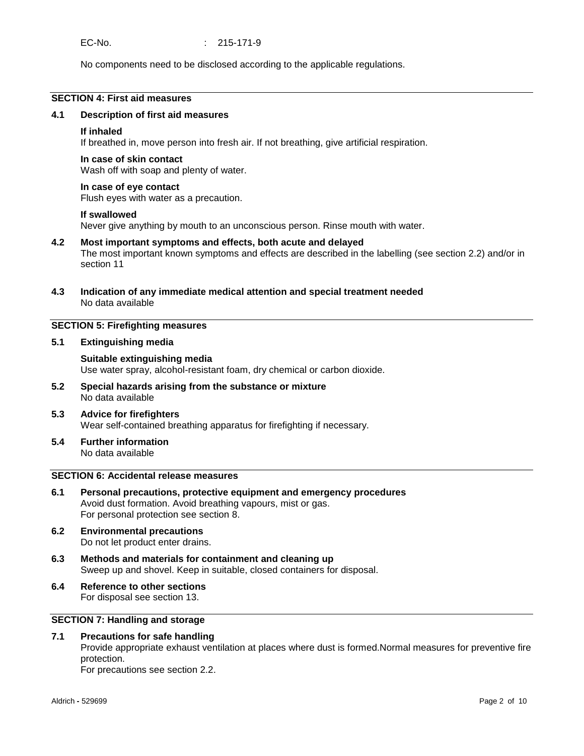EC-No. : 215-171-9

No components need to be disclosed according to the applicable regulations.

## SECTION 4: First aid measures

### 4.1 Description of first aid measures

**If inhaled**
If breathed in, move person into fresh air. If not breathing, give artificial respiration.

**In case of skin contact**
Wash off with soap and plenty of water.

**In case of eye contact**
Flush eyes with water as a precaution.

**If swallowed**
Never give anything by mouth to an unconscious person. Rinse mouth with water.

### 4.2 Most important symptoms and effects, both acute and delayed

The most important known symptoms and effects are described in the labelling (see section 2.2) and/or in section 11

### 4.3 Indication of any immediate medical attention and special treatment needed

No data available

## SECTION 5: Firefighting measures

### 5.1 Extinguishing media

**Suitable extinguishing media**
Use water spray, alcohol-resistant foam, dry chemical or carbon dioxide.

### 5.2 Special hazards arising from the substance or mixture

No data available

### 5.3 Advice for firefighters

Wear self-contained breathing apparatus for firefighting if necessary.

### 5.4 Further information

No data available

## SECTION 6: Accidental release measures

### 6.1 Personal precautions, protective equipment and emergency procedures

Avoid dust formation. Avoid breathing vapours, mist or gas.
For personal protection see section 8.

### 6.2 Environmental precautions

Do not let product enter drains.

### 6.3 Methods and materials for containment and cleaning up

Sweep up and shovel. Keep in suitable, closed containers for disposal.

### 6.4 Reference to other sections

For disposal see section 13.

## SECTION 7: Handling and storage

### 7.1 Precautions for safe handling

Provide appropriate exhaust ventilation at places where dust is formed.Normal measures for preventive fire protection.
For precautions see section 2.2.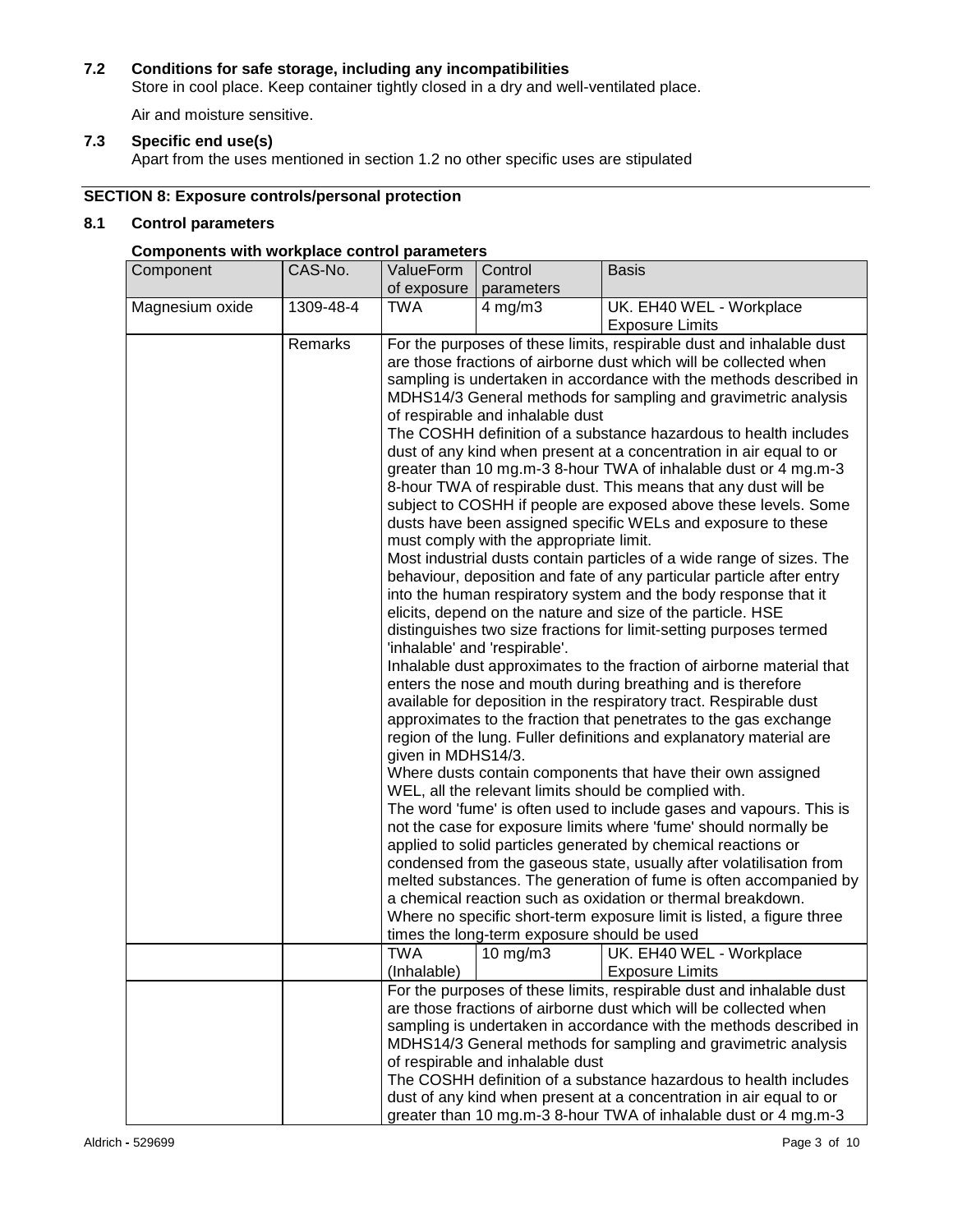### 7.2 Conditions for safe storage, including any incompatibilities

Store in cool place. Keep container tightly closed in a dry and well-ventilated place.

Air and moisture sensitive.

### 7.3 Specific end use(s)

Apart from the uses mentioned in section 1.2 no other specific uses are stipulated

## SECTION 8: Exposure controls/personal protection

### 8.1 Control parameters

**Components with workplace control parameters**

| Component | CAS-No. | ValueForm of exposure | Control parameters | Basis |
|---|---|---|---|---|
| Magnesium oxide | 1309-48-4 | TWA | 4 mg/m3 | UK. EH40 WEL - Workplace Exposure Limits |
| | Remarks | For the purposes of these limits, respirable dust and inhalable dust are those fractions of airborne dust which will be collected when sampling is undertaken in accordance with the methods described in MDHS14/3 General methods for sampling and gravimetric analysis of respirable and inhalable dust<br>The COSHH definition of a substance hazardous to health includes dust of any kind when present at a concentration in air equal to or greater than 10 mg.m-3 8-hour TWA of inhalable dust or 4 mg.m-3 8-hour TWA of respirable dust. This means that any dust will be subject to COSHH if people are exposed above these levels. Some dusts have been assigned specific WELs and exposure to these must comply with the appropriate limit.<br>Most industrial dusts contain particles of a wide range of sizes. The behaviour, deposition and fate of any particular particle after entry into the human respiratory system and the body response that it elicits, depend on the nature and size of the particle. HSE distinguishes two size fractions for limit-setting purposes termed 'inhalable' and 'respirable'.<br>Inhalable dust approximates to the fraction of airborne material that enters the nose and mouth during breathing and is therefore available for deposition in the respiratory tract. Respirable dust approximates to the fraction that penetrates to the gas exchange region of the lung. Fuller definitions and explanatory material are given in MDHS14/3.<br>Where dusts contain components that have their own assigned WEL, all the relevant limits should be complied with.<br>The word 'fume' is often used to include gases and vapours. This is not the case for exposure limits where 'fume' should normally be applied to solid particles generated by chemical reactions or condensed from the gaseous state, usually after volatilisation from melted substances. The generation of fume is often accompanied by a chemical reaction such as oxidation or thermal breakdown.<br>Where no specific short-term exposure limit is listed, a figure three times the long-term exposure should be used | | |
| | | TWA (Inhalable) | 10 mg/m3 | UK. EH40 WEL - Workplace Exposure Limits |
| | | For the purposes of these limits, respirable dust and inhalable dust are those fractions of airborne dust which will be collected when sampling is undertaken in accordance with the methods described in MDHS14/3 General methods for sampling and gravimetric analysis of respirable and inhalable dust<br>The COSHH definition of a substance hazardous to health includes dust of any kind when present at a concentration in air equal to or greater than 10 mg.m-3 8-hour TWA of inhalable dust or 4 mg.m-3 | | |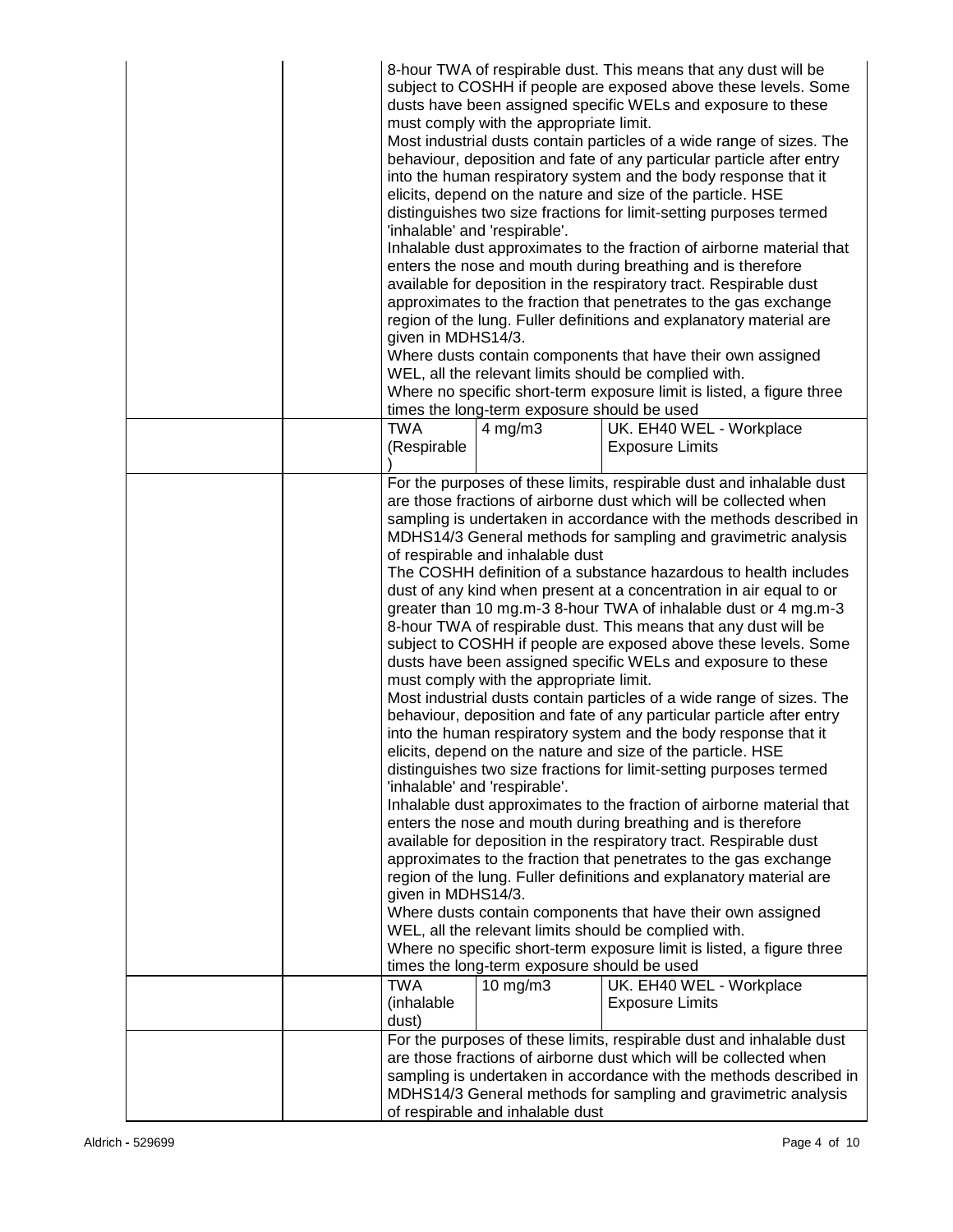| | | | | |
|---|---|---|---|---|
| | | 8-hour TWA of respirable dust. This means that any dust will be subject to COSHH if people are exposed above these levels. Some dusts have been assigned specific WELs and exposure to these must comply with the appropriate limit.<br>Most industrial dusts contain particles of a wide range of sizes. The behaviour, deposition and fate of any particular particle after entry into the human respiratory system and the body response that it elicits, depend on the nature and size of the particle. HSE distinguishes two size fractions for limit-setting purposes termed 'inhalable' and 'respirable'.<br>Inhalable dust approximates to the fraction of airborne material that enters the nose and mouth during breathing and is therefore available for deposition in the respiratory tract. Respirable dust approximates to the fraction that penetrates to the gas exchange region of the lung. Fuller definitions and explanatory material are given in MDHS14/3.<br>Where dusts contain components that have their own assigned WEL, all the relevant limits should be complied with.<br>Where no specific short-term exposure limit is listed, a figure three times the long-term exposure should be used | | |
| | | TWA (Respirable ) | 4 mg/m3 | UK. EH40 WEL - Workplace Exposure Limits |
| | | For the purposes of these limits, respirable dust and inhalable dust are those fractions of airborne dust which will be collected when sampling is undertaken in accordance with the methods described in MDHS14/3 General methods for sampling and gravimetric analysis of respirable and inhalable dust<br>The COSHH definition of a substance hazardous to health includes dust of any kind when present at a concentration in air equal to or greater than 10 mg.m-3 8-hour TWA of inhalable dust or 4 mg.m-3 8-hour TWA of respirable dust. This means that any dust will be subject to COSHH if people are exposed above these levels. Some dusts have been assigned specific WELs and exposure to these must comply with the appropriate limit.<br>Most industrial dusts contain particles of a wide range of sizes. The behaviour, deposition and fate of any particular particle after entry into the human respiratory system and the body response that it elicits, depend on the nature and size of the particle. HSE distinguishes two size fractions for limit-setting purposes termed 'inhalable' and 'respirable'.<br>Inhalable dust approximates to the fraction of airborne material that enters the nose and mouth during breathing and is therefore available for deposition in the respiratory tract. Respirable dust approximates to the fraction that penetrates to the gas exchange region of the lung. Fuller definitions and explanatory material are given in MDHS14/3.<br>Where dusts contain components that have their own assigned WEL, all the relevant limits should be complied with.<br>Where no specific short-term exposure limit is listed, a figure three times the long-term exposure should be used | | |
| | | TWA (inhalable dust) | 10 mg/m3 | UK. EH40 WEL - Workplace Exposure Limits |
| | | For the purposes of these limits, respirable dust and inhalable dust are those fractions of airborne dust which will be collected when sampling is undertaken in accordance with the methods described in MDHS14/3 General methods for sampling and gravimetric analysis of respirable and inhalable dust | | |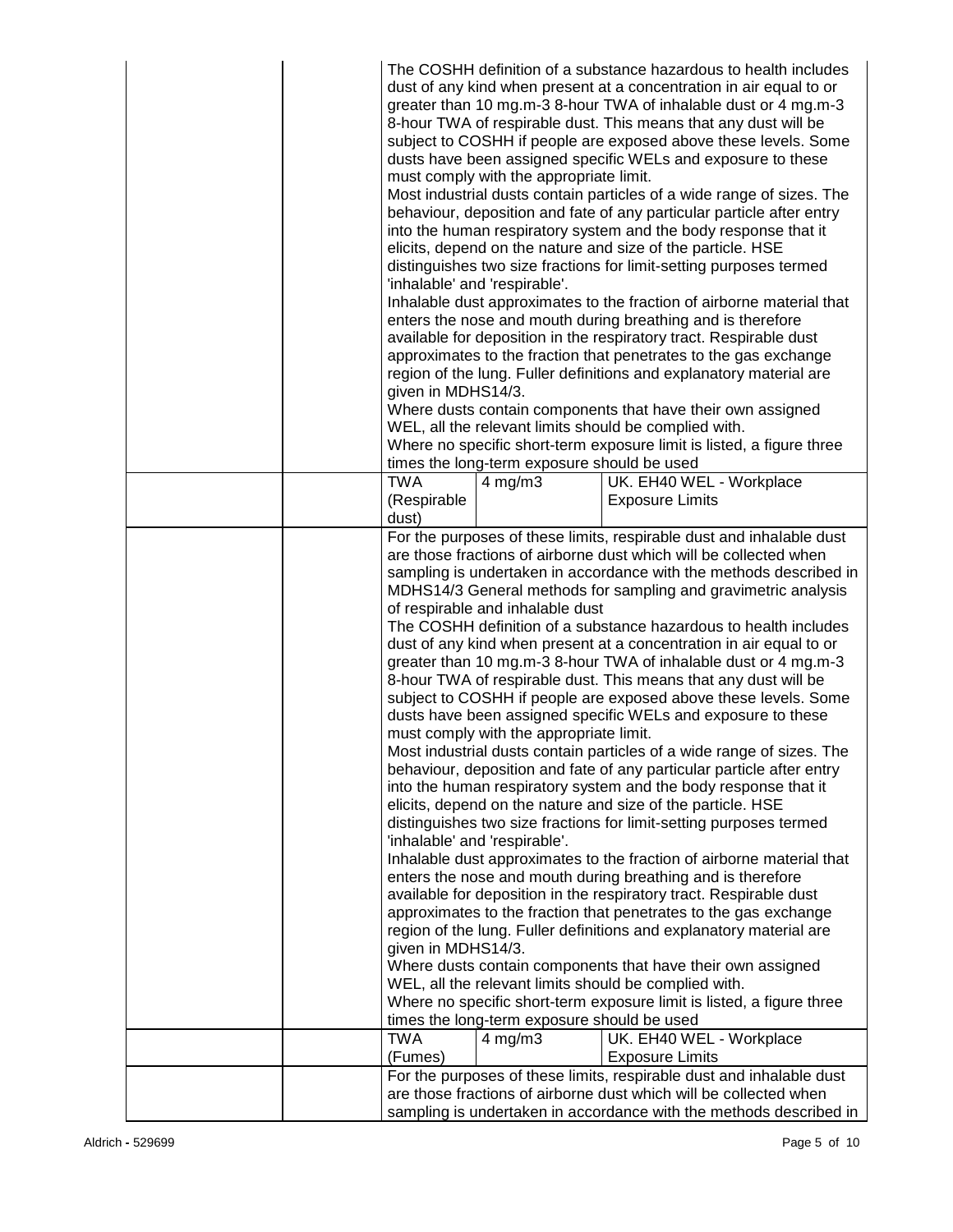| | | | | |
|---|---|---|---|---|
| | | The COSHH definition of a substance hazardous to health includes dust of any kind when present at a concentration in air equal to or greater than 10 mg.m-3 8-hour TWA of inhalable dust or 4 mg.m-3 8-hour TWA of respirable dust. This means that any dust will be subject to COSHH if people are exposed above these levels. Some dusts have been assigned specific WELs and exposure to these must comply with the appropriate limit.<br>Most industrial dusts contain particles of a wide range of sizes. The behaviour, deposition and fate of any particular particle after entry into the human respiratory system and the body response that it elicits, depend on the nature and size of the particle. HSE distinguishes two size fractions for limit-setting purposes termed 'inhalable' and 'respirable'.<br>Inhalable dust approximates to the fraction of airborne material that enters the nose and mouth during breathing and is therefore available for deposition in the respiratory tract. Respirable dust approximates to the fraction that penetrates to the gas exchange region of the lung. Fuller definitions and explanatory material are given in MDHS14/3.<br>Where dusts contain components that have their own assigned WEL, all the relevant limits should be complied with.<br>Where no specific short-term exposure limit is listed, a figure three times the long-term exposure should be used | | |
| | | TWA (Respirable dust) | 4 mg/m3 | UK. EH40 WEL - Workplace Exposure Limits |
| | | For the purposes of these limits, respirable dust and inhalable dust are those fractions of airborne dust which will be collected when sampling is undertaken in accordance with the methods described in MDHS14/3 General methods for sampling and gravimetric analysis of respirable and inhalable dust<br>The COSHH definition of a substance hazardous to health includes dust of any kind when present at a concentration in air equal to or greater than 10 mg.m-3 8-hour TWA of inhalable dust or 4 mg.m-3 8-hour TWA of respirable dust. This means that any dust will be subject to COSHH if people are exposed above these levels. Some dusts have been assigned specific WELs and exposure to these must comply with the appropriate limit.<br>Most industrial dusts contain particles of a wide range of sizes. The behaviour, deposition and fate of any particular particle after entry into the human respiratory system and the body response that it elicits, depend on the nature and size of the particle. HSE distinguishes two size fractions for limit-setting purposes termed 'inhalable' and 'respirable'.<br>Inhalable dust approximates to the fraction of airborne material that enters the nose and mouth during breathing and is therefore available for deposition in the respiratory tract. Respirable dust approximates to the fraction that penetrates to the gas exchange region of the lung. Fuller definitions and explanatory material are given in MDHS14/3.<br>Where dusts contain components that have their own assigned WEL, all the relevant limits should be complied with.<br>Where no specific short-term exposure limit is listed, a figure three times the long-term exposure should be used | | |
| | | TWA (Fumes) | 4 mg/m3 | UK. EH40 WEL - Workplace Exposure Limits |
| | | For the purposes of these limits, respirable dust and inhalable dust are those fractions of airborne dust which will be collected when sampling is undertaken in accordance with the methods described in | | |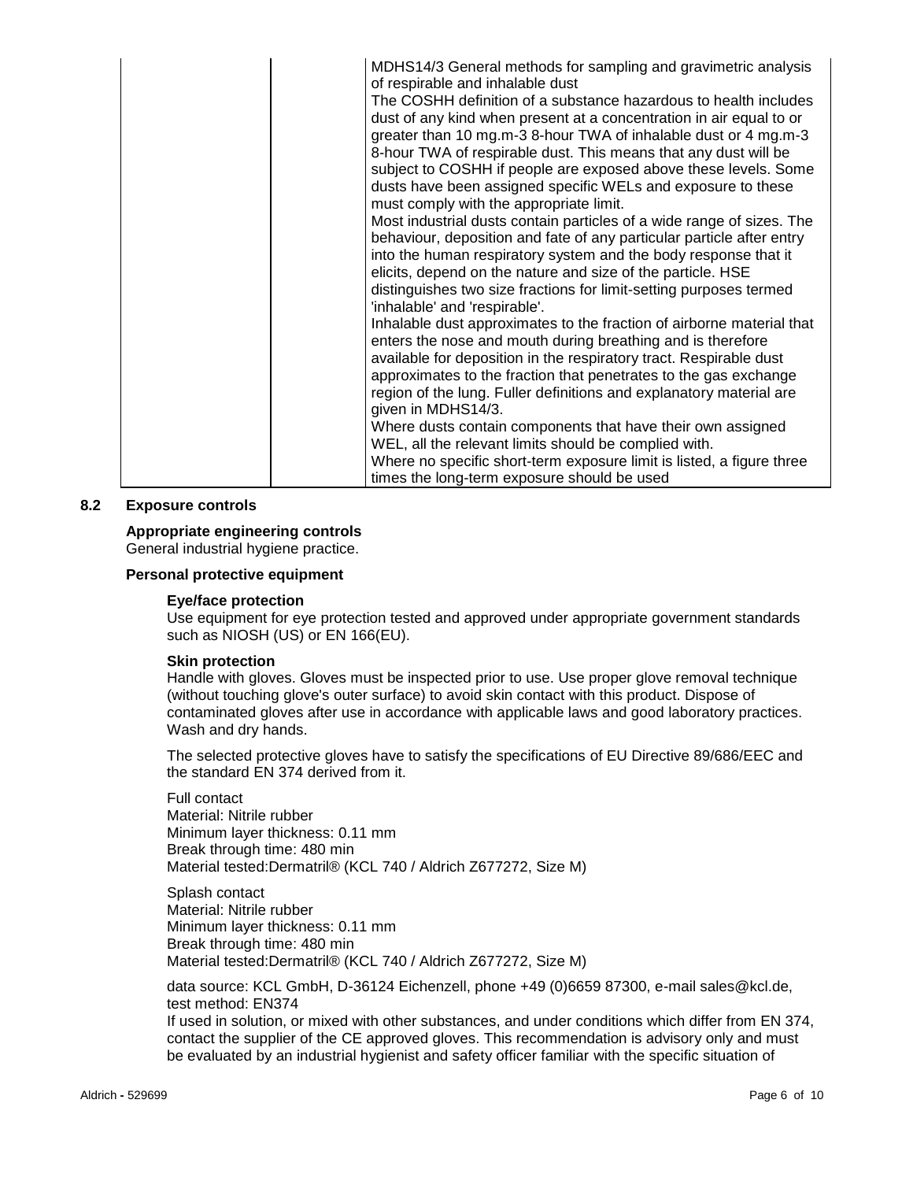| | | |
|---|---|---|
| | | MDHS14/3 General methods for sampling and gravimetric analysis of respirable and inhalable dust The COSHH definition of a substance hazardous to health includes dust of any kind when present at a concentration in air equal to or greater than 10 mg.m-3 8-hour TWA of inhalable dust or 4 mg.m-3 8-hour TWA of respirable dust. This means that any dust will be subject to COSHH if people are exposed above these levels. Some dusts have been assigned specific WELs and exposure to these must comply with the appropriate limit. Most industrial dusts contain particles of a wide range of sizes. The behaviour, deposition and fate of any particular particle after entry into the human respiratory system and the body response that it elicits, depend on the nature and size of the particle. HSE distinguishes two size fractions for limit-setting purposes termed 'inhalable' and 'respirable'. Inhalable dust approximates to the fraction of airborne material that enters the nose and mouth during breathing and is therefore available for deposition in the respiratory tract. Respirable dust approximates to the fraction that penetrates to the gas exchange region of the lung. Fuller definitions and explanatory material are given in MDHS14/3. Where dusts contain components that have their own assigned WEL, all the relevant limits should be complied with. Where no specific short-term exposure limit is listed, a figure three times the long-term exposure should be used |

## 8.2 Exposure controls

**Appropriate engineering controls**

General industrial hygiene practice.

**Personal protective equipment**

**Eye/face protection**

Use equipment for eye protection tested and approved under appropriate government standards such as NIOSH (US) or EN 166(EU).

**Skin protection**

Handle with gloves. Gloves must be inspected prior to use. Use proper glove removal technique (without touching glove's outer surface) to avoid skin contact with this product. Dispose of contaminated gloves after use in accordance with applicable laws and good laboratory practices. Wash and dry hands.

The selected protective gloves have to satisfy the specifications of EU Directive 89/686/EEC and the standard EN 374 derived from it.

Full contact
Material: Nitrile rubber
Minimum layer thickness: 0.11 mm
Break through time: 480 min
Material tested:Dermatril® (KCL 740 / Aldrich Z677272, Size M)

Splash contact
Material: Nitrile rubber
Minimum layer thickness: 0.11 mm
Break through time: 480 min
Material tested:Dermatril® (KCL 740 / Aldrich Z677272, Size M)

data source: KCL GmbH, D-36124 Eichenzell, phone +49 (0)6659 87300, e-mail sales@kcl.de, test method: EN374

If used in solution, or mixed with other substances, and under conditions which differ from EN 374, contact the supplier of the CE approved gloves. This recommendation is advisory only and must be evaluated by an industrial hygienist and safety officer familiar with the specific situation of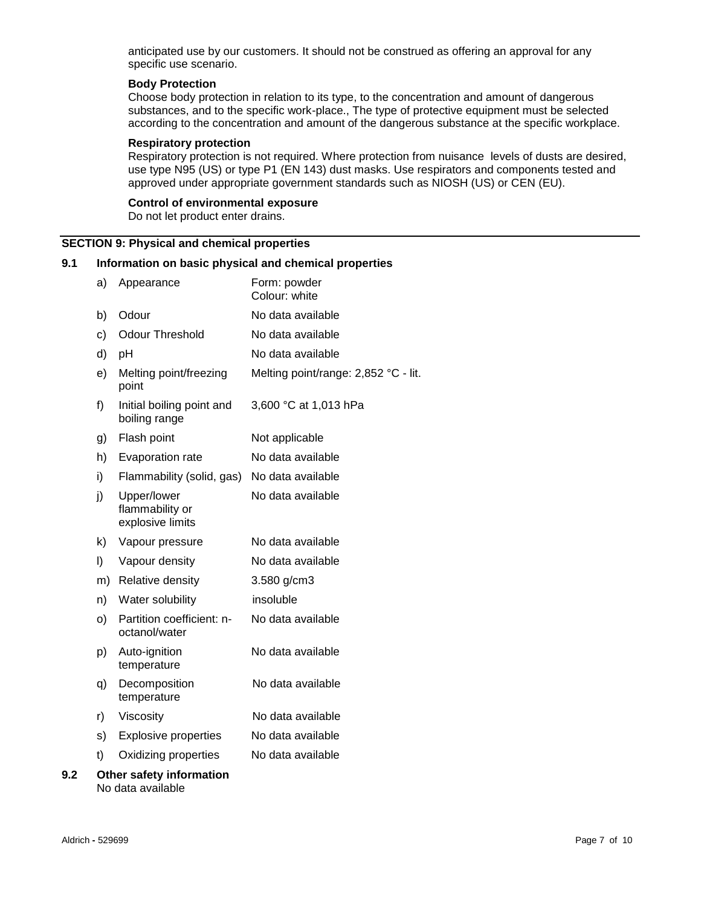anticipated use by our customers. It should not be construed as offering an approval for any specific use scenario.

**Body Protection**
Choose body protection in relation to its type, to the concentration and amount of dangerous substances, and to the specific work-place., The type of protective equipment must be selected according to the concentration and amount of the dangerous substance at the specific workplace.

**Respiratory protection**
Respiratory protection is not required. Where protection from nuisance levels of dusts are desired, use type N95 (US) or type P1 (EN 143) dust masks. Use respirators and components tested and approved under appropriate government standards such as NIOSH (US) or CEN (EU).

**Control of environmental exposure**
Do not let product enter drains.

## SECTION 9: Physical and chemical properties

### 9.1 Information on basic physical and chemical properties

| | Property | Value |
|---|---|---|
| a) | Appearance | Form: powder<br>Colour: white |
| b) | Odour | No data available |
| c) | Odour Threshold | No data available |
| d) | pH | No data available |
| e) | Melting point/freezing point | Melting point/range: 2,852 °C - lit. |
| f) | Initial boiling point and boiling range | 3,600 °C at 1,013 hPa |
| g) | Flash point | Not applicable |
| h) | Evaporation rate | No data available |
| i) | Flammability (solid, gas) | No data available |
| j) | Upper/lower flammability or explosive limits | No data available |
| k) | Vapour pressure | No data available |
| l) | Vapour density | No data available |
| m) | Relative density | 3.580 g/cm3 |
| n) | Water solubility | insoluble |
| o) | Partition coefficient: n-octanol/water | No data available |
| p) | Auto-ignition temperature | No data available |
| q) | Decomposition temperature | No data available |
| r) | Viscosity | No data available |
| s) | Explosive properties | No data available |
| t) | Oxidizing properties | No data available |

### 9.2 Other safety information
No data available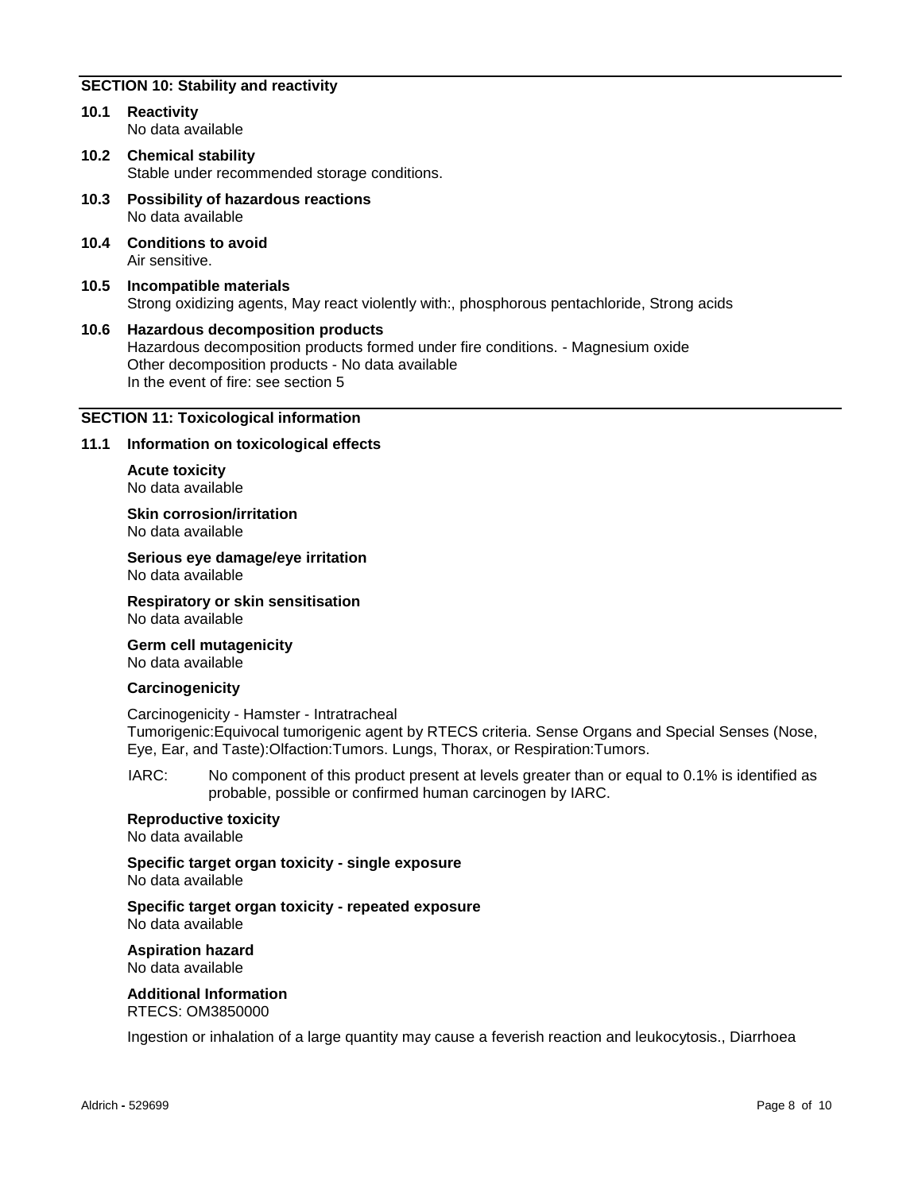## SECTION 10: Stability and reactivity

**10.1 Reactivity**
No data available

**10.2 Chemical stability**
Stable under recommended storage conditions.

**10.3 Possibility of hazardous reactions**
No data available

**10.4 Conditions to avoid**
Air sensitive.

**10.5 Incompatible materials**
Strong oxidizing agents, May react violently with:, phosphorous pentachloride, Strong acids

**10.6 Hazardous decomposition products**
Hazardous decomposition products formed under fire conditions. - Magnesium oxide
Other decomposition products - No data available
In the event of fire: see section 5

## SECTION 11: Toxicological information

**11.1 Information on toxicological effects**

**Acute toxicity**
No data available

**Skin corrosion/irritation**
No data available

**Serious eye damage/eye irritation**
No data available

**Respiratory or skin sensitisation**
No data available

**Germ cell mutagenicity**
No data available

**Carcinogenicity**

Carcinogenicity - Hamster - Intratracheal
Tumorigenic:Equivocal tumorigenic agent by RTECS criteria. Sense Organs and Special Senses (Nose, Eye, Ear, and Taste):Olfaction:Tumors. Lungs, Thorax, or Respiration:Tumors.

IARC: No component of this product present at levels greater than or equal to 0.1% is identified as probable, possible or confirmed human carcinogen by IARC.

**Reproductive toxicity**
No data available

**Specific target organ toxicity - single exposure**
No data available

**Specific target organ toxicity - repeated exposure**
No data available

**Aspiration hazard**
No data available

**Additional Information**
RTECS: OM3850000

Ingestion or inhalation of a large quantity may cause a feverish reaction and leukocytosis., Diarrhoea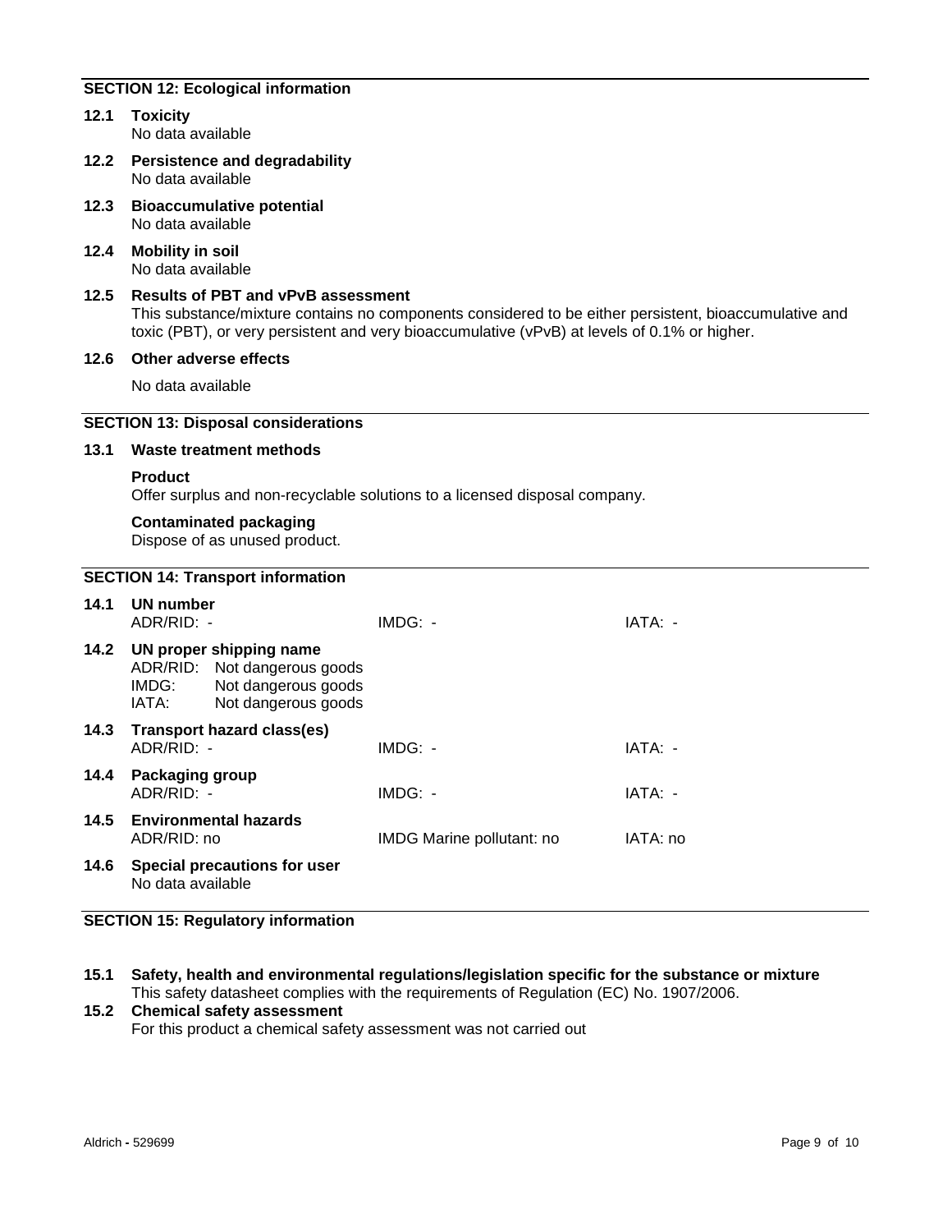## SECTION 12: Ecological information

**12.1 Toxicity**

No data available

**12.2 Persistence and degradability**

No data available

**12.3 Bioaccumulative potential**

No data available

**12.4 Mobility in soil**

No data available

**12.5 Results of PBT and vPvB assessment**

This substance/mixture contains no components considered to be either persistent, bioaccumulative and toxic (PBT), or very persistent and very bioaccumulative (vPvB) at levels of 0.1% or higher.

**12.6 Other adverse effects**

No data available

## SECTION 13: Disposal considerations

**13.1 Waste treatment methods**

**Product**

Offer surplus and non-recyclable solutions to a licensed disposal company.

**Contaminated packaging**

Dispose of as unused product.

## SECTION 14: Transport information

**14.1 UN number**

ADR/RID: - IMDG: - IATA: -

**14.2 UN proper shipping name**

ADR/RID: Not dangerous goods
IMDG: Not dangerous goods
IATA: Not dangerous goods

**14.3 Transport hazard class(es)**

ADR/RID: - IMDG: - IATA: -

**14.4 Packaging group**

ADR/RID: - IMDG: - IATA: -

**14.5 Environmental hazards**

ADR/RID: no IMDG Marine pollutant: no IATA: no

**14.6 Special precautions for user**

No data available

## SECTION 15: Regulatory information

**15.1 Safety, health and environmental regulations/legislation specific for the substance or mixture**

This safety datasheet complies with the requirements of Regulation (EC) No. 1907/2006.

**15.2 Chemical safety assessment**

For this product a chemical safety assessment was not carried out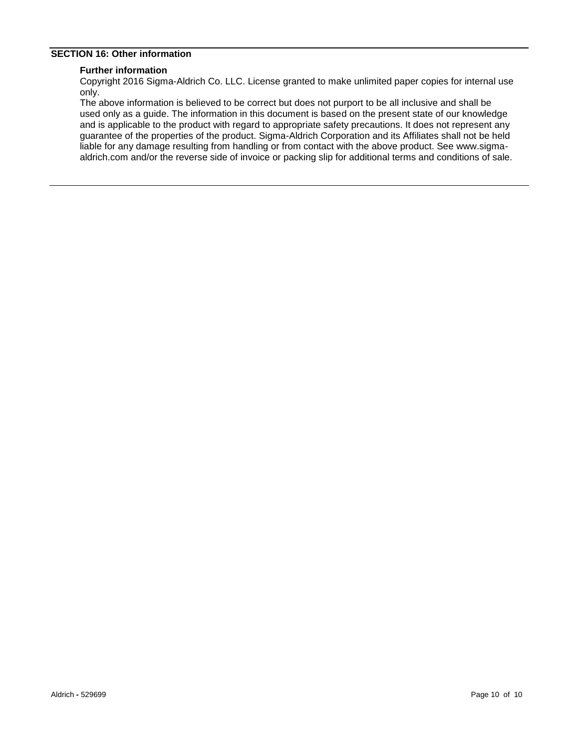## SECTION 16: Other information

### Further information

Copyright 2016 Sigma-Aldrich Co. LLC. License granted to make unlimited paper copies for internal use only.

The above information is believed to be correct but does not purport to be all inclusive and shall be used only as a guide. The information in this document is based on the present state of our knowledge and is applicable to the product with regard to appropriate safety precautions. It does not represent any guarantee of the properties of the product. Sigma-Aldrich Corporation and its Affiliates shall not be held liable for any damage resulting from handling or from contact with the above product. See www.sigma-aldrich.com and/or the reverse side of invoice or packing slip for additional terms and conditions of sale.